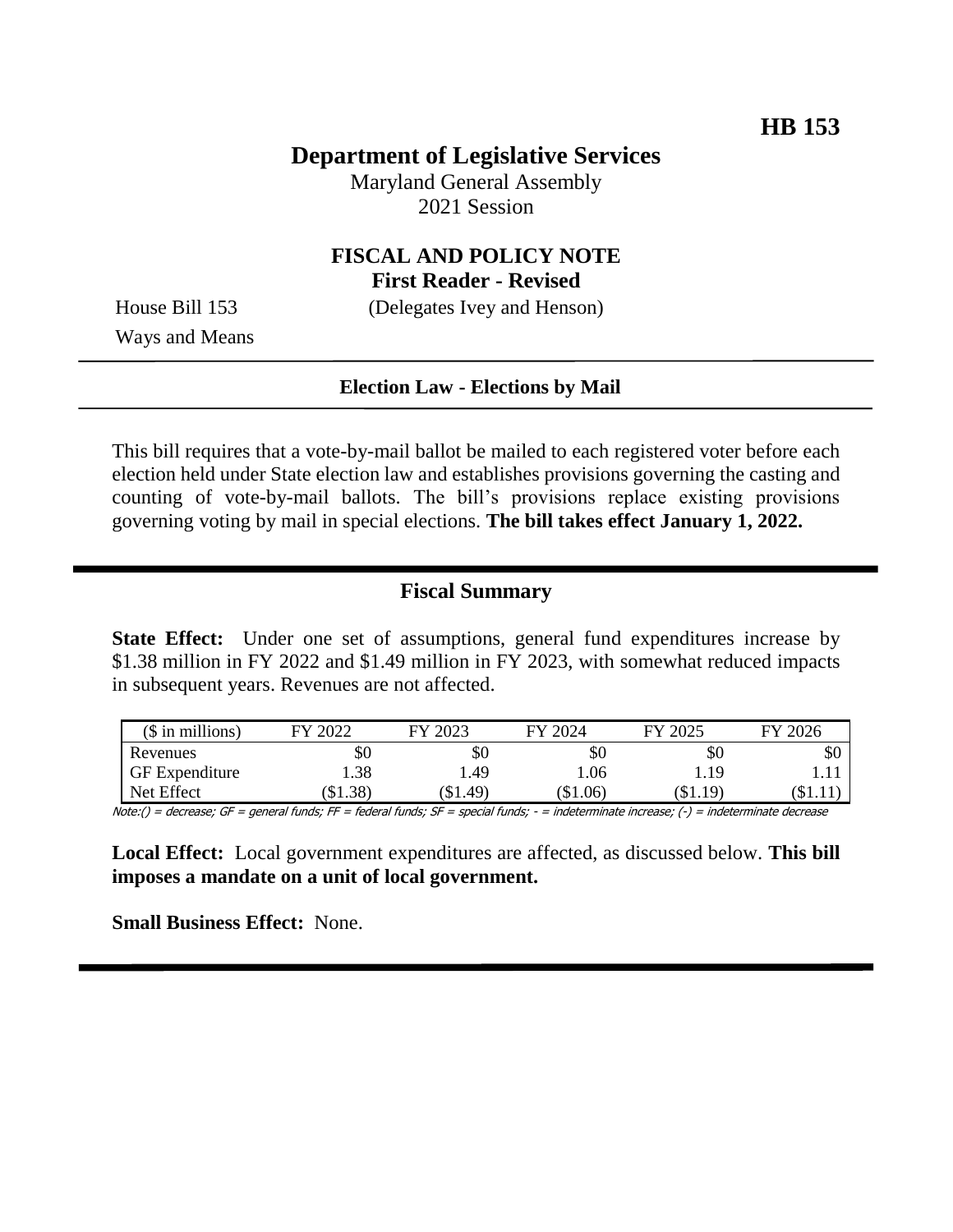**HB 153**

# Department of Legislative Services

Maryland General Assembly
2021 Session

## FISCAL AND POLICY NOTE
**First Reader - Revised**

House Bill 153 (Delegates Ivey and Henson)
Ways and Means

**Election Law - Elections by Mail**

This bill requires that a vote-by-mail ballot be mailed to each registered voter before each election held under State election law and establishes provisions governing the casting and counting of vote-by-mail ballots. The bill's provisions replace existing provisions governing voting by mail in special elections. **The bill takes effect January 1, 2022.**

## Fiscal Summary

**State Effect:** Under one set of assumptions, general fund expenditures increase by $1.38 million in FY 2022 and $1.49 million in FY 2023, with somewhat reduced impacts in subsequent years. Revenues are not affected.

| ($ in millions) | FY 2022 | FY 2023 | FY 2024 | FY 2025 | FY 2026 |
|---|---|---|---|---|---|
| Revenues | $0 | $0 | $0 | $0 | $0 |
| GF Expenditure | 1.38 | 1.49 | 1.06 | 1.19 | 1.11 |
| Net Effect | ($1.38) | ($1.49) | ($1.06) | ($1.19) | ($1.11) |

Note:() = decrease; GF = general funds; FF = federal funds; SF = special funds; - = indeterminate increase; (-) = indeterminate decrease

**Local Effect:** Local government expenditures are affected, as discussed below. **This bill imposes a mandate on a unit of local government.**

**Small Business Effect:** None.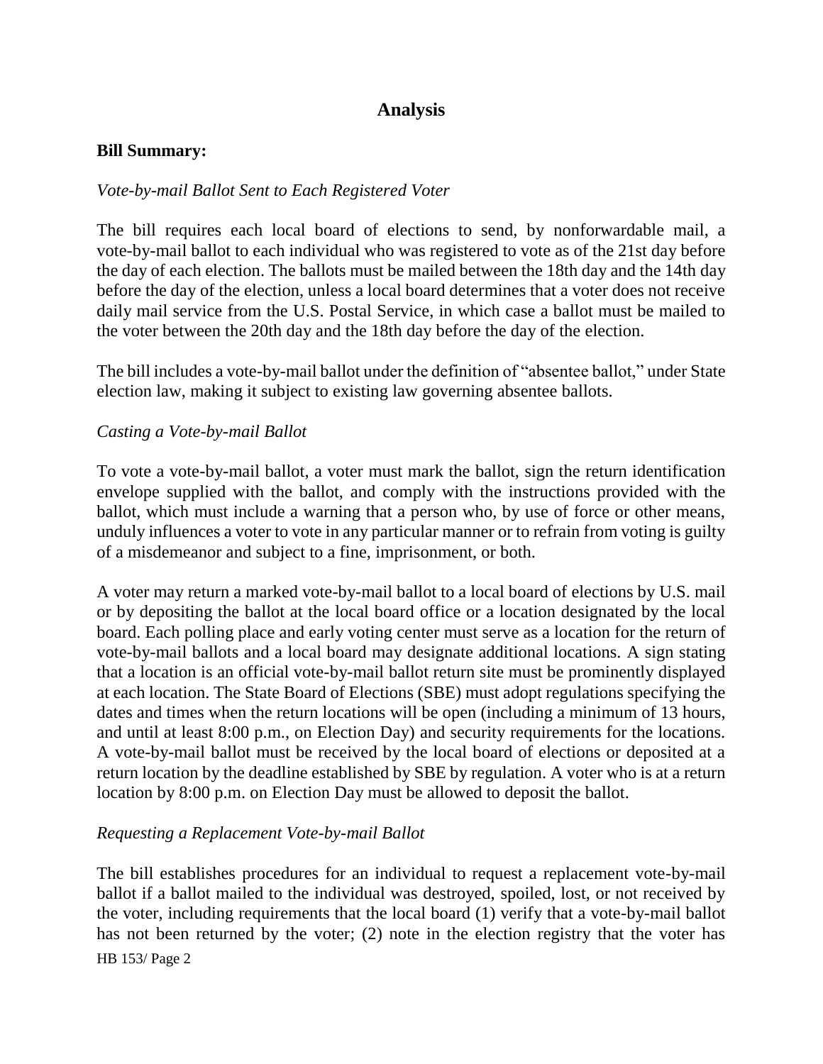## Analysis

**Bill Summary:**

*Vote-by-mail Ballot Sent to Each Registered Voter*

The bill requires each local board of elections to send, by nonforwardable mail, a vote-by-mail ballot to each individual who was registered to vote as of the 21st day before the day of each election. The ballots must be mailed between the 18th day and the 14th day before the day of the election, unless a local board determines that a voter does not receive daily mail service from the U.S. Postal Service, in which case a ballot must be mailed to the voter between the 20th day and the 18th day before the day of the election.

The bill includes a vote-by-mail ballot under the definition of "absentee ballot," under State election law, making it subject to existing law governing absentee ballots.

*Casting a Vote-by-mail Ballot*

To vote a vote-by-mail ballot, a voter must mark the ballot, sign the return identification envelope supplied with the ballot, and comply with the instructions provided with the ballot, which must include a warning that a person who, by use of force or other means, unduly influences a voter to vote in any particular manner or to refrain from voting is guilty of a misdemeanor and subject to a fine, imprisonment, or both.

A voter may return a marked vote-by-mail ballot to a local board of elections by U.S. mail or by depositing the ballot at the local board office or a location designated by the local board. Each polling place and early voting center must serve as a location for the return of vote-by-mail ballots and a local board may designate additional locations. A sign stating that a location is an official vote-by-mail ballot return site must be prominently displayed at each location. The State Board of Elections (SBE) must adopt regulations specifying the dates and times when the return locations will be open (including a minimum of 13 hours, and until at least 8:00 p.m., on Election Day) and security requirements for the locations. A vote-by-mail ballot must be received by the local board of elections or deposited at a return location by the deadline established by SBE by regulation. A voter who is at a return location by 8:00 p.m. on Election Day must be allowed to deposit the ballot.

*Requesting a Replacement Vote-by-mail Ballot*

The bill establishes procedures for an individual to request a replacement vote-by-mail ballot if a ballot mailed to the individual was destroyed, spoiled, lost, or not received by the voter, including requirements that the local board (1) verify that a vote-by-mail ballot has not been returned by the voter; (2) note in the election registry that the voter has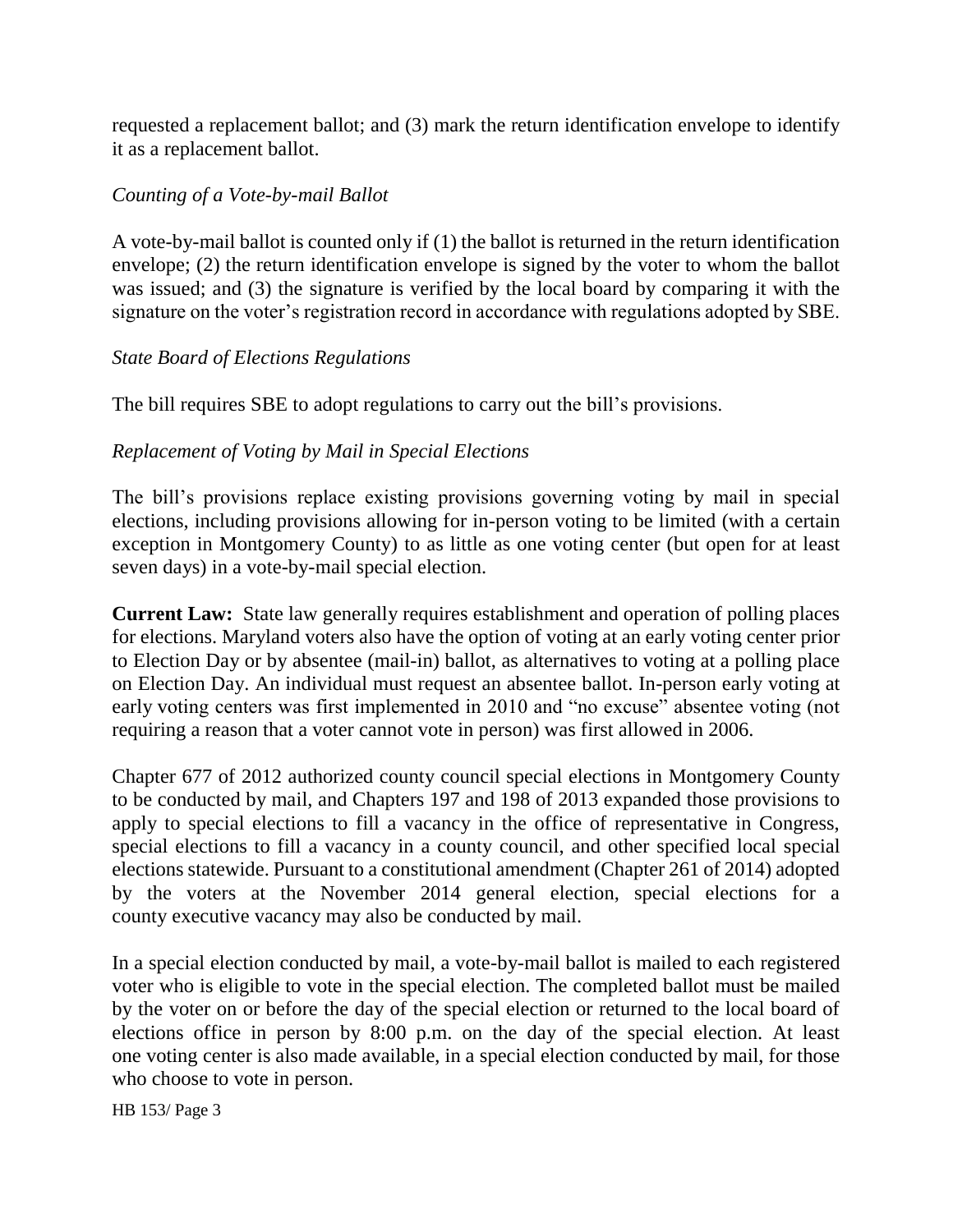requested a replacement ballot; and (3) mark the return identification envelope to identify it as a replacement ballot.

*Counting of a Vote-by-mail Ballot*

A vote-by-mail ballot is counted only if (1) the ballot is returned in the return identification envelope; (2) the return identification envelope is signed by the voter to whom the ballot was issued; and (3) the signature is verified by the local board by comparing it with the signature on the voter's registration record in accordance with regulations adopted by SBE.

*State Board of Elections Regulations*

The bill requires SBE to adopt regulations to carry out the bill's provisions.

*Replacement of Voting by Mail in Special Elections*

The bill's provisions replace existing provisions governing voting by mail in special elections, including provisions allowing for in-person voting to be limited (with a certain exception in Montgomery County) to as little as one voting center (but open for at least seven days) in a vote-by-mail special election.

**Current Law:** State law generally requires establishment and operation of polling places for elections. Maryland voters also have the option of voting at an early voting center prior to Election Day or by absentee (mail-in) ballot, as alternatives to voting at a polling place on Election Day. An individual must request an absentee ballot. In-person early voting at early voting centers was first implemented in 2010 and "no excuse" absentee voting (not requiring a reason that a voter cannot vote in person) was first allowed in 2006.

Chapter 677 of 2012 authorized county council special elections in Montgomery County to be conducted by mail, and Chapters 197 and 198 of 2013 expanded those provisions to apply to special elections to fill a vacancy in the office of representative in Congress, special elections to fill a vacancy in a county council, and other specified local special elections statewide. Pursuant to a constitutional amendment (Chapter 261 of 2014) adopted by the voters at the November 2014 general election, special elections for a county executive vacancy may also be conducted by mail.

In a special election conducted by mail, a vote-by-mail ballot is mailed to each registered voter who is eligible to vote in the special election. The completed ballot must be mailed by the voter on or before the day of the special election or returned to the local board of elections office in person by 8:00 p.m. on the day of the special election. At least one voting center is also made available, in a special election conducted by mail, for those who choose to vote in person.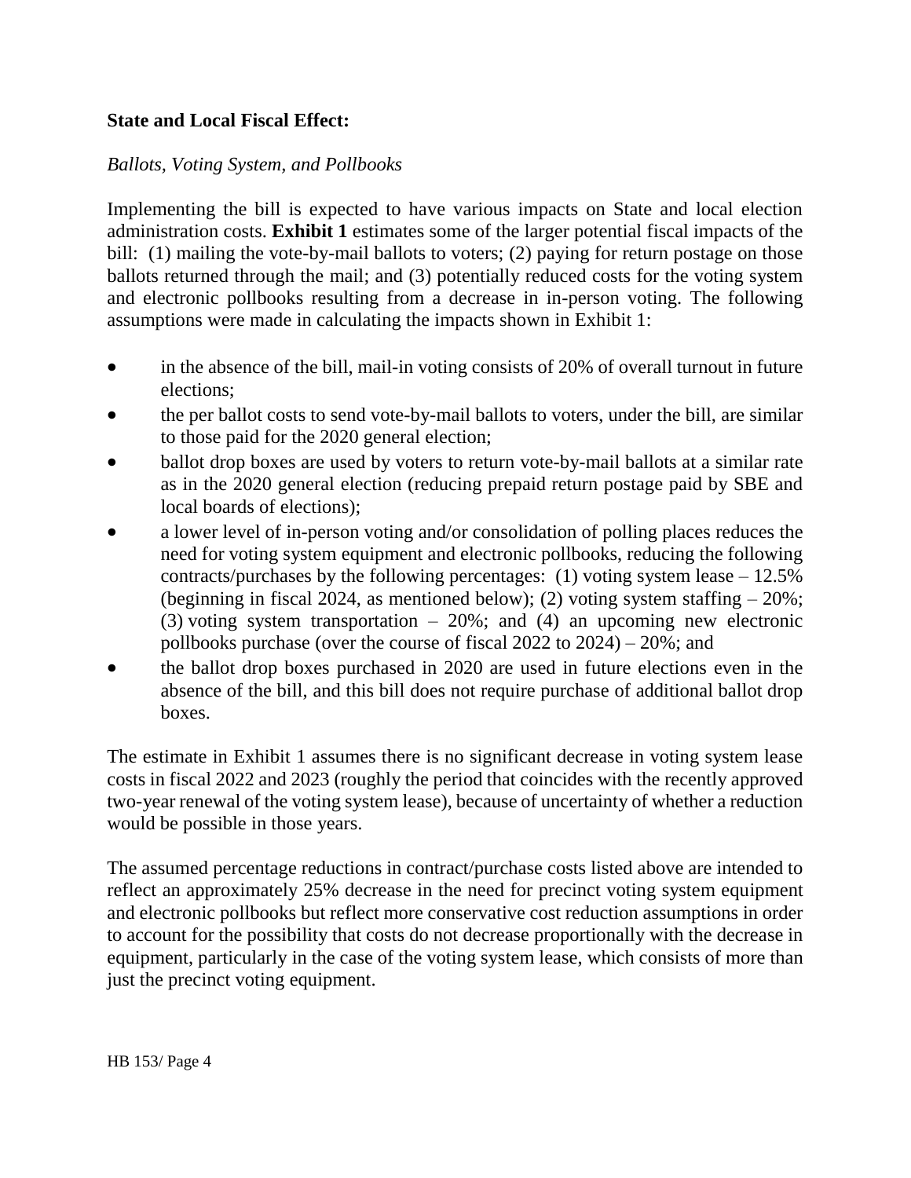**State and Local Fiscal Effect:**

*Ballots, Voting System, and Pollbooks*

Implementing the bill is expected to have various impacts on State and local election administration costs. **Exhibit 1** estimates some of the larger potential fiscal impacts of the bill: (1) mailing the vote-by-mail ballots to voters; (2) paying for return postage on those ballots returned through the mail; and (3) potentially reduced costs for the voting system and electronic pollbooks resulting from a decrease in in-person voting. The following assumptions were made in calculating the impacts shown in Exhibit 1:

- in the absence of the bill, mail-in voting consists of 20% of overall turnout in future elections;
- the per ballot costs to send vote-by-mail ballots to voters, under the bill, are similar to those paid for the 2020 general election;
- ballot drop boxes are used by voters to return vote-by-mail ballots at a similar rate as in the 2020 general election (reducing prepaid return postage paid by SBE and local boards of elections);
- a lower level of in-person voting and/or consolidation of polling places reduces the need for voting system equipment and electronic pollbooks, reducing the following contracts/purchases by the following percentages: (1) voting system lease – 12.5% (beginning in fiscal 2024, as mentioned below); (2) voting system staffing – 20%; (3) voting system transportation – 20%; and (4) an upcoming new electronic pollbooks purchase (over the course of fiscal 2022 to 2024) – 20%; and
- the ballot drop boxes purchased in 2020 are used in future elections even in the absence of the bill, and this bill does not require purchase of additional ballot drop boxes.

The estimate in Exhibit 1 assumes there is no significant decrease in voting system lease costs in fiscal 2022 and 2023 (roughly the period that coincides with the recently approved two-year renewal of the voting system lease), because of uncertainty of whether a reduction would be possible in those years.

The assumed percentage reductions in contract/purchase costs listed above are intended to reflect an approximately 25% decrease in the need for precinct voting system equipment and electronic pollbooks but reflect more conservative cost reduction assumptions in order to account for the possibility that costs do not decrease proportionally with the decrease in equipment, particularly in the case of the voting system lease, which consists of more than just the precinct voting equipment.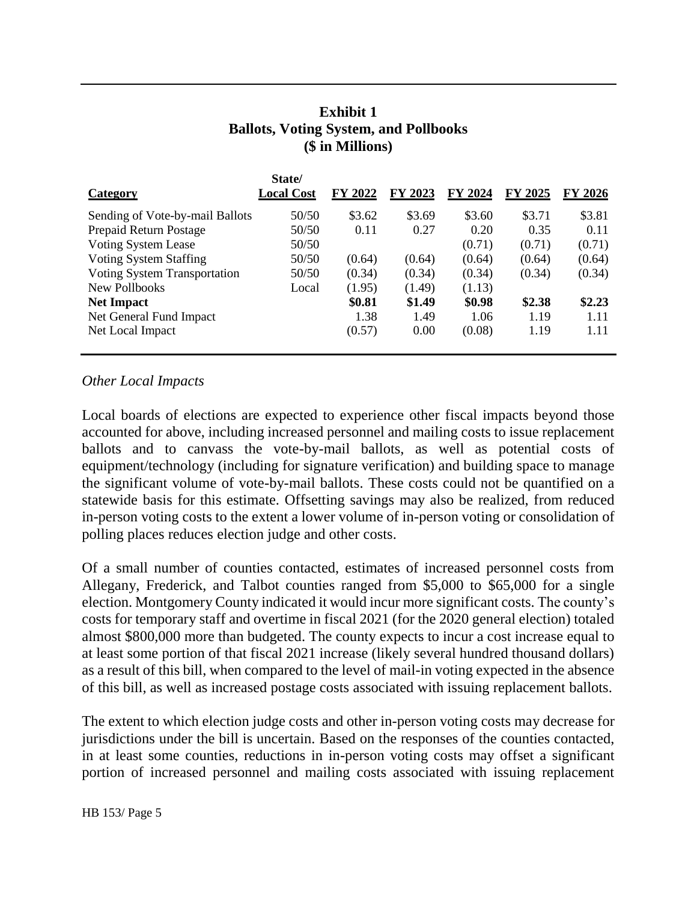**Exhibit 1**
**Ballots, Voting System, and Pollbooks**
**($ in Millions)**

| Category | State/ Local Cost | FY 2022 | FY 2023 | FY 2024 | FY 2025 | FY 2026 |
|---|---|---|---|---|---|---|
| Sending of Vote-by-mail Ballots | 50/50 | $3.62 | $3.69 | $3.60 | $3.71 | $3.81 |
| Prepaid Return Postage | 50/50 | 0.11 | 0.27 | 0.20 | 0.35 | 0.11 |
| Voting System Lease | 50/50 | | | (0.71) | (0.71) | (0.71) |
| Voting System Staffing | 50/50 | (0.64) | (0.64) | (0.64) | (0.64) | (0.64) |
| Voting System Transportation | 50/50 | (0.34) | (0.34) | (0.34) | (0.34) | (0.34) |
| New Pollbooks | Local | (1.95) | (1.49) | (1.13) | | |
| **Net Impact** | | **$0.81** | **$1.49** | **$0.98** | **$2.38** | **$2.23** |
| Net General Fund Impact | | 1.38 | 1.49 | 1.06 | 1.19 | 1.11 |
| Net Local Impact | | (0.57) | 0.00 | (0.08) | 1.19 | 1.11 |

*Other Local Impacts*

Local boards of elections are expected to experience other fiscal impacts beyond those accounted for above, including increased personnel and mailing costs to issue replacement ballots and to canvass the vote-by-mail ballots, as well as potential costs of equipment/technology (including for signature verification) and building space to manage the significant volume of vote-by-mail ballots. These costs could not be quantified on a statewide basis for this estimate. Offsetting savings may also be realized, from reduced in-person voting costs to the extent a lower volume of in-person voting or consolidation of polling places reduces election judge and other costs.

Of a small number of counties contacted, estimates of increased personnel costs from Allegany, Frederick, and Talbot counties ranged from $5,000 to $65,000 for a single election. Montgomery County indicated it would incur more significant costs. The county's costs for temporary staff and overtime in fiscal 2021 (for the 2020 general election) totaled almost $800,000 more than budgeted. The county expects to incur a cost increase equal to at least some portion of that fiscal 2021 increase (likely several hundred thousand dollars) as a result of this bill, when compared to the level of mail-in voting expected in the absence of this bill, as well as increased postage costs associated with issuing replacement ballots.

The extent to which election judge costs and other in-person voting costs may decrease for jurisdictions under the bill is uncertain. Based on the responses of the counties contacted, in at least some counties, reductions in in-person voting costs may offset a significant portion of increased personnel and mailing costs associated with issuing replacement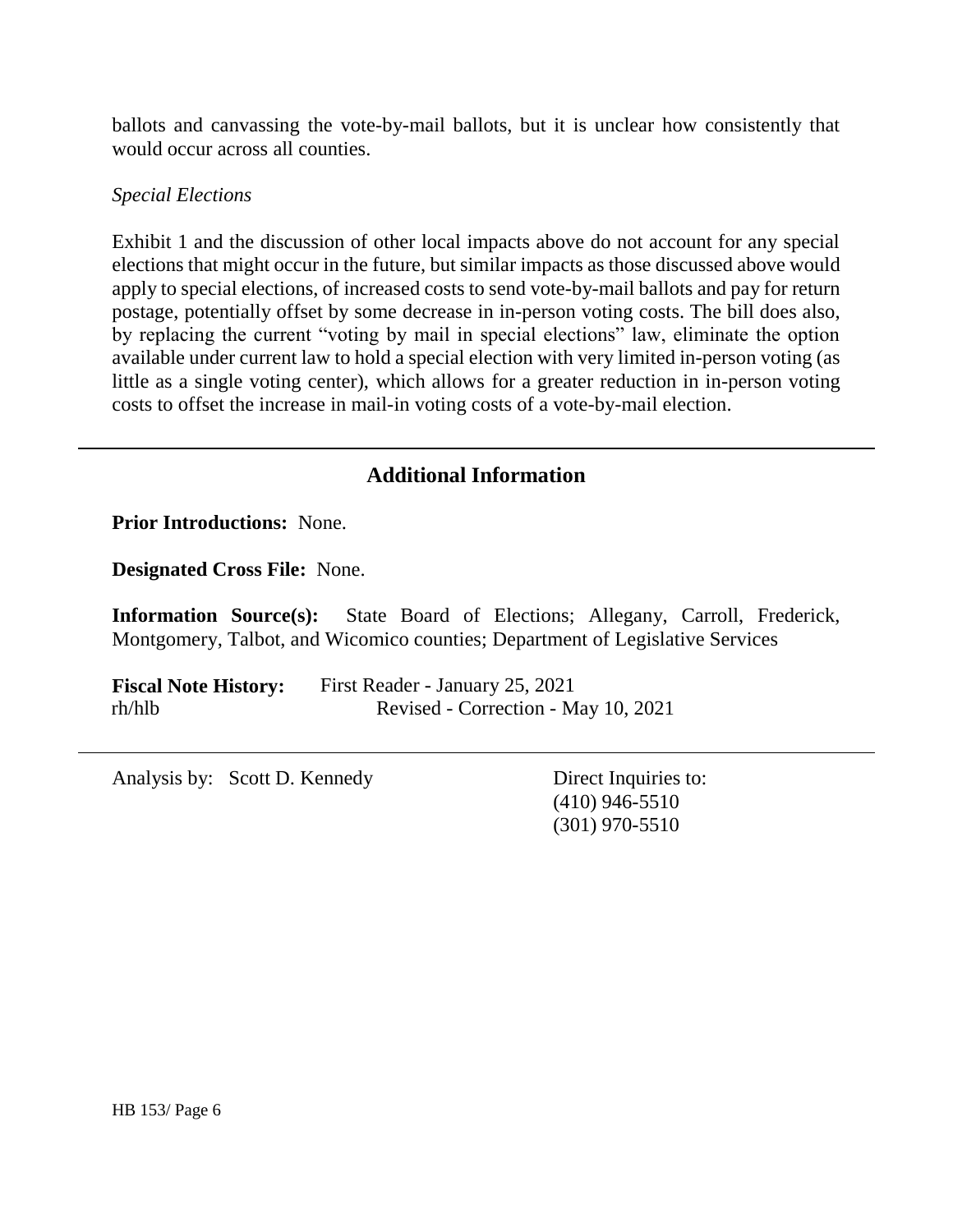ballots and canvassing the vote-by-mail ballots, but it is unclear how consistently that would occur across all counties.

*Special Elections*

Exhibit 1 and the discussion of other local impacts above do not account for any special elections that might occur in the future, but similar impacts as those discussed above would apply to special elections, of increased costs to send vote-by-mail ballots and pay for return postage, potentially offset by some decrease in in-person voting costs. The bill does also, by replacing the current "voting by mail in special elections" law, eliminate the option available under current law to hold a special election with very limited in-person voting (as little as a single voting center), which allows for a greater reduction in in-person voting costs to offset the increase in mail-in voting costs of a vote-by-mail election.

---

## Additional Information

**Prior Introductions:** None.

**Designated Cross File:** None.

**Information Source(s):** State Board of Elections; Allegany, Carroll, Frederick, Montgomery, Talbot, and Wicomico counties; Department of Legislative Services

**Fiscal Note History:** First Reader - January 25, 2021
rh/hlb Revised - Correction - May 10, 2021

---

Analysis by: Scott D. Kennedy

Direct Inquiries to:
(410) 946-5510
(301) 970-5510